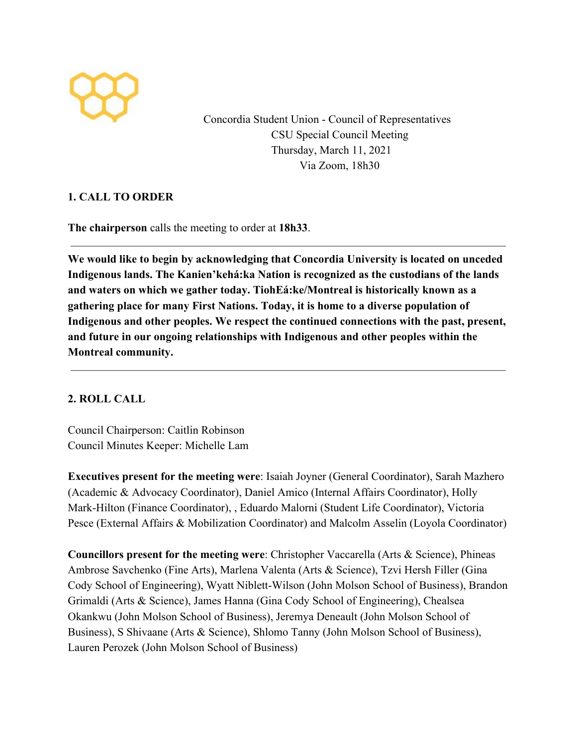Concordia Student Union - Council of Representatives
CSU Special Council Meeting
Thursday, March 11, 2021
Via Zoom, 18h30

## 1. CALL TO ORDER

**The chairperson** calls the meeting to order at **18h33**.

---

**We would like to begin by acknowledging that Concordia University is located on unceded Indigenous lands. The Kanien'kehá:ka Nation is recognized as the custodians of the lands and waters on which we gather today. TiohEá:ke/Montreal is historically known as a gathering place for many First Nations. Today, it is home to a diverse population of Indigenous and other peoples. We respect the continued connections with the past, present, and future in our ongoing relationships with Indigenous and other peoples within the Montreal community.**

---

## 2. ROLL CALL

Council Chairperson: Caitlin Robinson
Council Minutes Keeper: Michelle Lam

**Executives present for the meeting were**: Isaiah Joyner (General Coordinator), Sarah Mazhero (Academic & Advocacy Coordinator), Daniel Amico (Internal Affairs Coordinator), Holly Mark-Hilton (Finance Coordinator), , Eduardo Malorni (Student Life Coordinator), Victoria Pesce (External Affairs & Mobilization Coordinator) and Malcolm Asselin (Loyola Coordinator)

**Councillors present for the meeting were**: Christopher Vaccarella (Arts & Science), Phineas Ambrose Savchenko (Fine Arts), Marlena Valenta (Arts & Science), Tzvi Hersh Filler (Gina Cody School of Engineering), Wyatt Niblett-Wilson (John Molson School of Business), Brandon Grimaldi (Arts & Science), James Hanna (Gina Cody School of Engineering), Chealsea Okankwu (John Molson School of Business), Jeremya Deneault (John Molson School of Business), S Shivaane (Arts & Science), Shlomo Tanny (John Molson School of Business), Lauren Perozek (John Molson School of Business)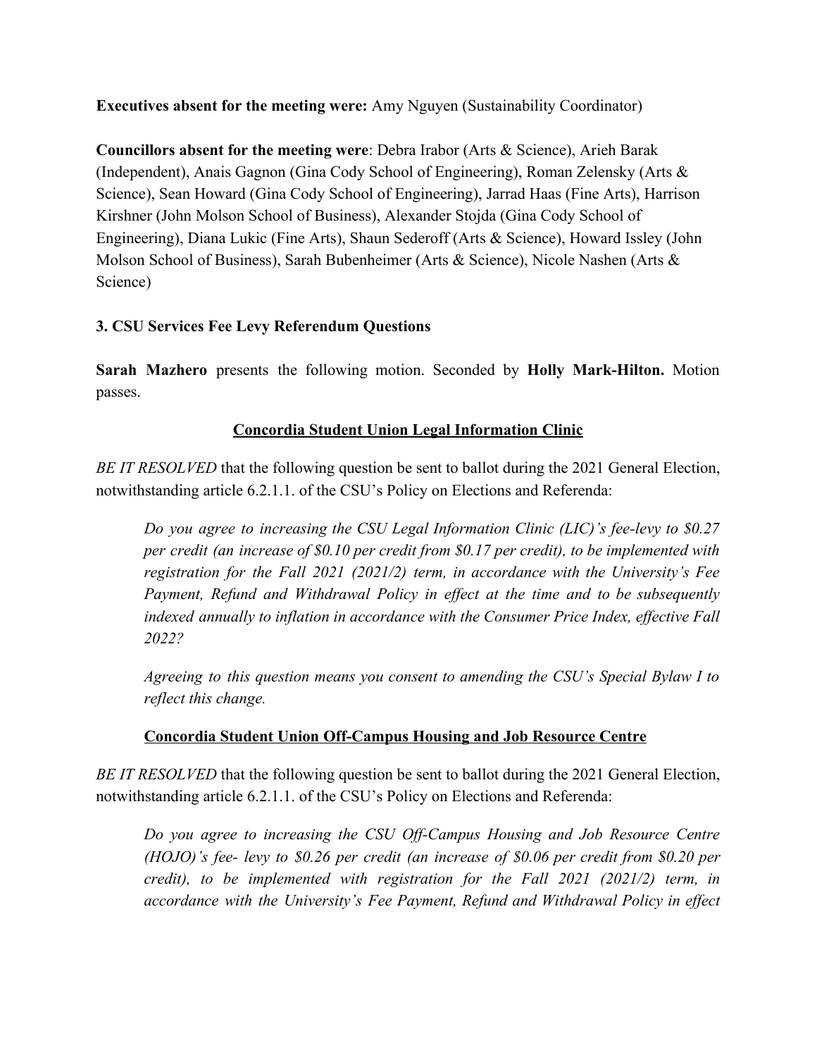**Executives absent for the meeting were:** Amy Nguyen (Sustainability Coordinator)

**Councillors absent for the meeting were**: Debra Irabor (Arts & Science), Arieh Barak (Independent), Anais Gagnon (Gina Cody School of Engineering), Roman Zelensky (Arts & Science), Sean Howard (Gina Cody School of Engineering), Jarrad Haas (Fine Arts), Harrison Kirshner (John Molson School of Business), Alexander Stojda (Gina Cody School of Engineering), Diana Lukic (Fine Arts), Shaun Sederoff (Arts & Science), Howard Issley (John Molson School of Business), Sarah Bubenheimer (Arts & Science), Nicole Nashen (Arts & Science)

### 3. CSU Services Fee Levy Referendum Questions

**Sarah Mazhero** presents the following motion. Seconded by **Holly Mark-Hilton.** Motion passes.

**Concordia Student Union Legal Information Clinic**

*BE IT RESOLVED* that the following question be sent to ballot during the 2021 General Election, notwithstanding article 6.2.1.1. of the CSU's Policy on Elections and Referenda:

> *Do you agree to increasing the CSU Legal Information Clinic (LIC)'s fee-levy to $0.27 per credit (an increase of $0.10 per credit from $0.17 per credit), to be implemented with registration for the Fall 2021 (2021/2) term, in accordance with the University's Fee Payment, Refund and Withdrawal Policy in effect at the time and to be subsequently indexed annually to inflation in accordance with the Consumer Price Index, effective Fall 2022?*
>
> *Agreeing to this question means you consent to amending the CSU's Special Bylaw I to reflect this change.*

**Concordia Student Union Off-Campus Housing and Job Resource Centre**

*BE IT RESOLVED* that the following question be sent to ballot during the 2021 General Election, notwithstanding article 6.2.1.1. of the CSU's Policy on Elections and Referenda:

> *Do you agree to increasing the CSU Off-Campus Housing and Job Resource Centre (HOJO)'s fee- levy to $0.26 per credit (an increase of $0.06 per credit from $0.20 per credit), to be implemented with registration for the Fall 2021 (2021/2) term, in accordance with the University's Fee Payment, Refund and Withdrawal Policy in effect*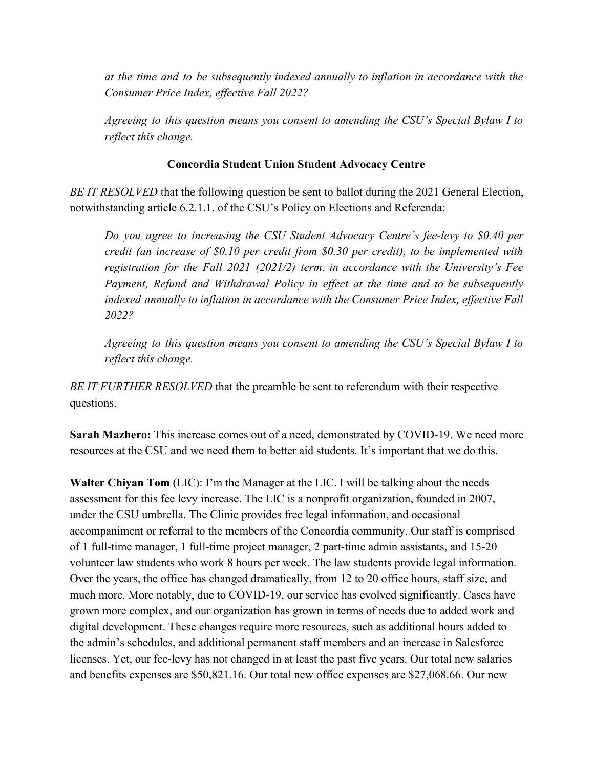*at the time and to be subsequently indexed annually to inflation in accordance with the Consumer Price Index, effective Fall 2022?*

*Agreeing to this question means you consent to amending the CSU's Special Bylaw I to reflect this change.*

**Concordia Student Union Student Advocacy Centre**

*BE IT RESOLVED* that the following question be sent to ballot during the 2021 General Election, notwithstanding article 6.2.1.1. of the CSU's Policy on Elections and Referenda:

*Do you agree to increasing the CSU Student Advocacy Centre's fee-levy to $0.40 per credit (an increase of $0.10 per credit from $0.30 per credit), to be implemented with registration for the Fall 2021 (2021/2) term, in accordance with the University's Fee Payment, Refund and Withdrawal Policy in effect at the time and to be subsequently indexed annually to inflation in accordance with the Consumer Price Index, effective Fall 2022?*

*Agreeing to this question means you consent to amending the CSU's Special Bylaw I to reflect this change.*

*BE IT FURTHER RESOLVED* that the preamble be sent to referendum with their respective questions.

**Sarah Mazhero:** This increase comes out of a need, demonstrated by COVID-19. We need more resources at the CSU and we need them to better aid students. It's important that we do this.

**Walter Chiyan Tom** (LIC): I'm the Manager at the LIC. I will be talking about the needs assessment for this fee levy increase. The LIC is a nonprofit organization, founded in 2007, under the CSU umbrella. The Clinic provides free legal information, and occasional accompaniment or referral to the members of the Concordia community. Our staff is comprised of 1 full-time manager, 1 full-time project manager, 2 part-time admin assistants, and 15-20 volunteer law students who work 8 hours per week. The law students provide legal information. Over the years, the office has changed dramatically, from 12 to 20 office hours, staff size, and much more. More notably, due to COVID-19, our service has evolved significantly. Cases have grown more complex, and our organization has grown in terms of needs due to added work and digital development. These changes require more resources, such as additional hours added to the admin's schedules, and additional permanent staff members and an increase in Salesforce licenses. Yet, our fee-levy has not changed in at least the past five years. Our total new salaries and benefits expenses are $50,821.16. Our total new office expenses are $27,068.66. Our new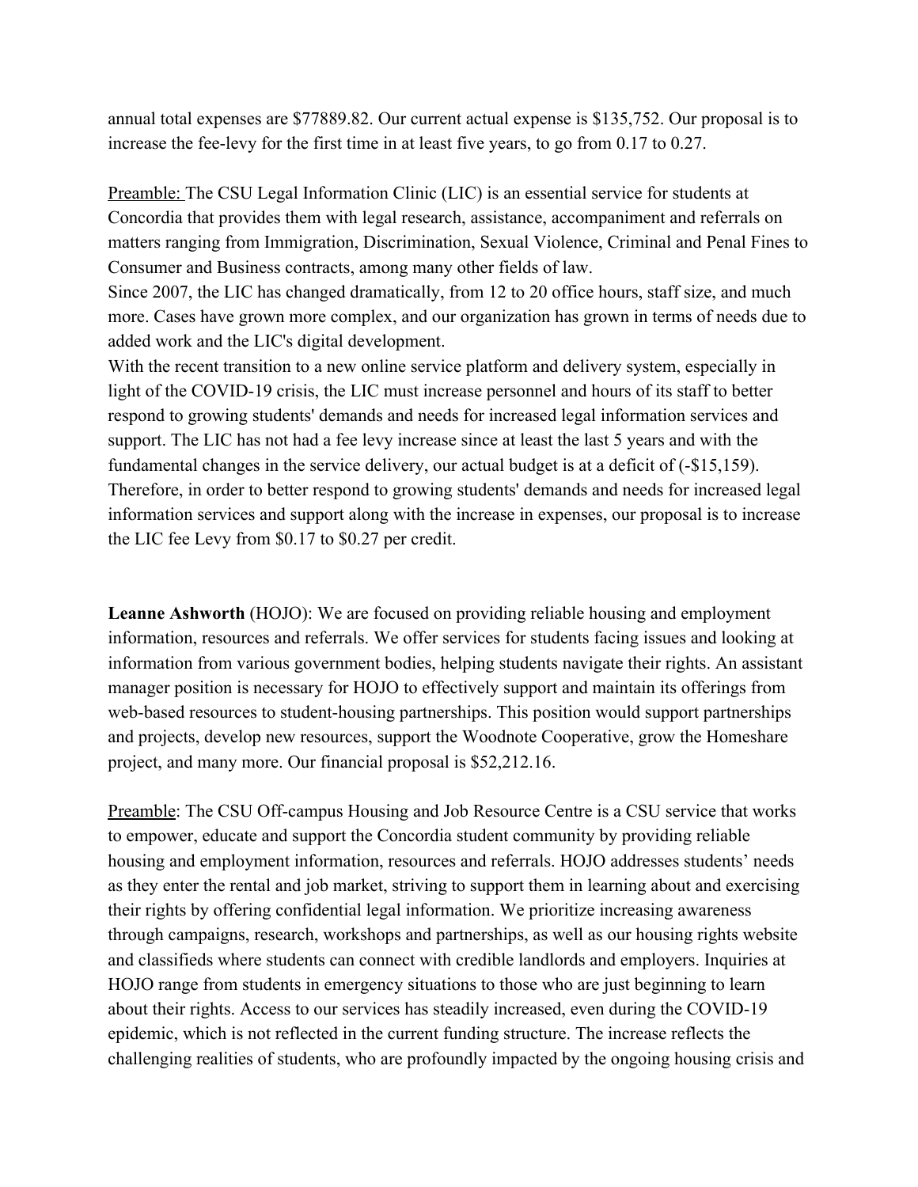annual total expenses are $77889.82. Our current actual expense is $135,752. Our proposal is to increase the fee-levy for the first time in at least five years, to go from 0.17 to 0.27.

<u>Preamble:</u> The CSU Legal Information Clinic (LIC) is an essential service for students at Concordia that provides them with legal research, assistance, accompaniment and referrals on matters ranging from Immigration, Discrimination, Sexual Violence, Criminal and Penal Fines to Consumer and Business contracts, among many other fields of law.

Since 2007, the LIC has changed dramatically, from 12 to 20 office hours, staff size, and much more. Cases have grown more complex, and our organization has grown in terms of needs due to added work and the LIC's digital development.

With the recent transition to a new online service platform and delivery system, especially in light of the COVID-19 crisis, the LIC must increase personnel and hours of its staff to better respond to growing students' demands and needs for increased legal information services and support. The LIC has not had a fee levy increase since at least the last 5 years and with the fundamental changes in the service delivery, our actual budget is at a deficit of (-$15,159). Therefore, in order to better respond to growing students' demands and needs for increased legal information services and support along with the increase in expenses, our proposal is to increase the LIC fee Levy from $0.17 to $0.27 per credit.

**Leanne Ashworth** (HOJO): We are focused on providing reliable housing and employment information, resources and referrals. We offer services for students facing issues and looking at information from various government bodies, helping students navigate their rights. An assistant manager position is necessary for HOJO to effectively support and maintain its offerings from web-based resources to student-housing partnerships. This position would support partnerships and projects, develop new resources, support the Woodnote Cooperative, grow the Homeshare project, and many more. Our financial proposal is $52,212.16.

<u>Preamble</u>: The CSU Off-campus Housing and Job Resource Centre is a CSU service that works to empower, educate and support the Concordia student community by providing reliable housing and employment information, resources and referrals. HOJO addresses students' needs as they enter the rental and job market, striving to support them in learning about and exercising their rights by offering confidential legal information. We prioritize increasing awareness through campaigns, research, workshops and partnerships, as well as our housing rights website and classifieds where students can connect with credible landlords and employers. Inquiries at HOJO range from students in emergency situations to those who are just beginning to learn about their rights. Access to our services has steadily increased, even during the COVID-19 epidemic, which is not reflected in the current funding structure. The increase reflects the challenging realities of students, who are profoundly impacted by the ongoing housing crisis and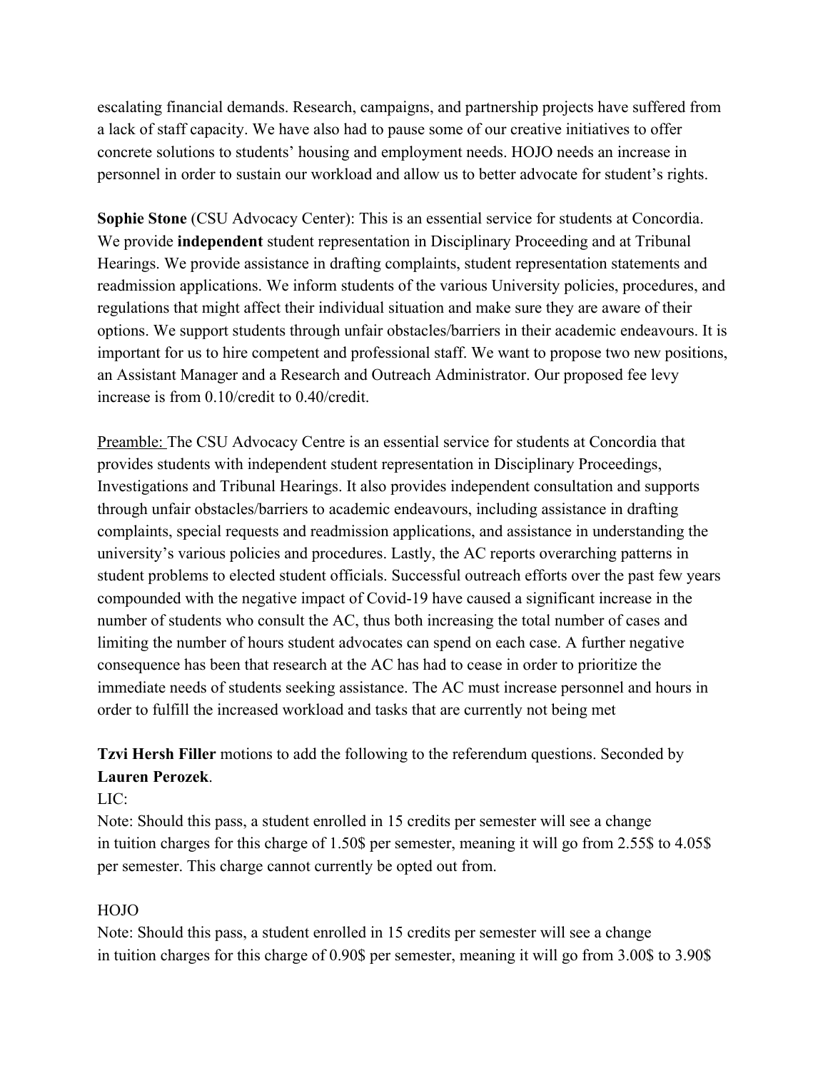escalating financial demands. Research, campaigns, and partnership projects have suffered from a lack of staff capacity. We have also had to pause some of our creative initiatives to offer concrete solutions to students' housing and employment needs. HOJO needs an increase in personnel in order to sustain our workload and allow us to better advocate for student's rights.

**Sophie Stone** (CSU Advocacy Center): This is an essential service for students at Concordia. We provide **independent** student representation in Disciplinary Proceeding and at Tribunal Hearings. We provide assistance in drafting complaints, student representation statements and readmission applications. We inform students of the various University policies, procedures, and regulations that might affect their individual situation and make sure they are aware of their options. We support students through unfair obstacles/barriers in their academic endeavours. It is important for us to hire competent and professional staff. We want to propose two new positions, an Assistant Manager and a Research and Outreach Administrator. Our proposed fee levy increase is from 0.10/credit to 0.40/credit.

<u>Preamble:</u> The CSU Advocacy Centre is an essential service for students at Concordia that provides students with independent student representation in Disciplinary Proceedings, Investigations and Tribunal Hearings. It also provides independent consultation and supports through unfair obstacles/barriers to academic endeavours, including assistance in drafting complaints, special requests and readmission applications, and assistance in understanding the university's various policies and procedures. Lastly, the AC reports overarching patterns in student problems to elected student officials. Successful outreach efforts over the past few years compounded with the negative impact of Covid-19 have caused a significant increase in the number of students who consult the AC, thus both increasing the total number of cases and limiting the number of hours student advocates can spend on each case. A further negative consequence has been that research at the AC has had to cease in order to prioritize the immediate needs of students seeking assistance. The AC must increase personnel and hours in order to fulfill the increased workload and tasks that are currently not being met

**Tzvi Hersh Filler** motions to add the following to the referendum questions. Seconded by **Lauren Perozek**.

LIC:

Note: Should this pass, a student enrolled in 15 credits per semester will see a change in tuition charges for this charge of 1.50$ per semester, meaning it will go from 2.55$ to 4.05$ per semester. This charge cannot currently be opted out from.

HOJO

Note: Should this pass, a student enrolled in 15 credits per semester will see a change in tuition charges for this charge of 0.90$ per semester, meaning it will go from 3.00$ to 3.90$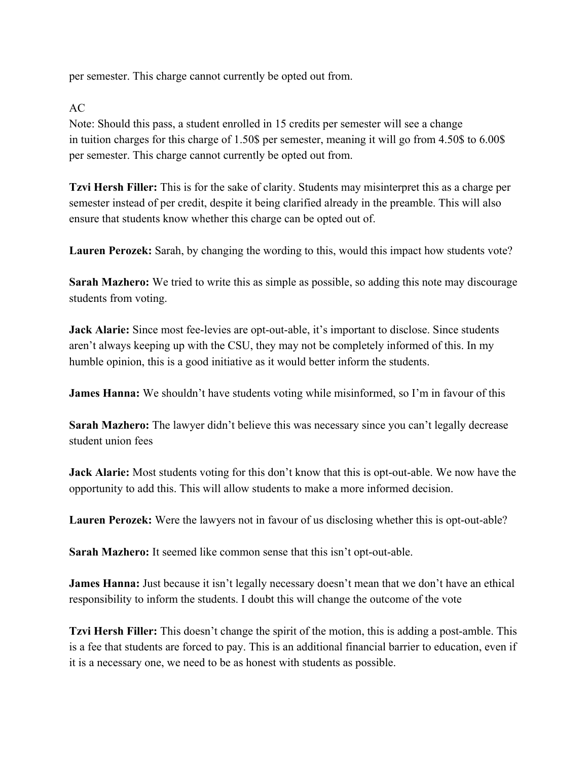per semester. This charge cannot currently be opted out from.

AC

Note: Should this pass, a student enrolled in 15 credits per semester will see a change in tuition charges for this charge of 1.50$ per semester, meaning it will go from 4.50$ to 6.00$ per semester. This charge cannot currently be opted out from.

**Tzvi Hersh Filler:** This is for the sake of clarity. Students may misinterpret this as a charge per semester instead of per credit, despite it being clarified already in the preamble. This will also ensure that students know whether this charge can be opted out of.

**Lauren Perozek:** Sarah, by changing the wording to this, would this impact how students vote?

**Sarah Mazhero:** We tried to write this as simple as possible, so adding this note may discourage students from voting.

**Jack Alarie:** Since most fee-levies are opt-out-able, it's important to disclose. Since students aren't always keeping up with the CSU, they may not be completely informed of this. In my humble opinion, this is a good initiative as it would better inform the students.

**James Hanna:** We shouldn't have students voting while misinformed, so I'm in favour of this

**Sarah Mazhero:** The lawyer didn't believe this was necessary since you can't legally decrease student union fees

**Jack Alarie:** Most students voting for this don't know that this is opt-out-able. We now have the opportunity to add this. This will allow students to make a more informed decision.

**Lauren Perozek:** Were the lawyers not in favour of us disclosing whether this is opt-out-able?

**Sarah Mazhero:** It seemed like common sense that this isn't opt-out-able.

**James Hanna:** Just because it isn't legally necessary doesn't mean that we don't have an ethical responsibility to inform the students. I doubt this will change the outcome of the vote

**Tzvi Hersh Filler:** This doesn't change the spirit of the motion, this is adding a post-amble. This is a fee that students are forced to pay. This is an additional financial barrier to education, even if it is a necessary one, we need to be as honest with students as possible.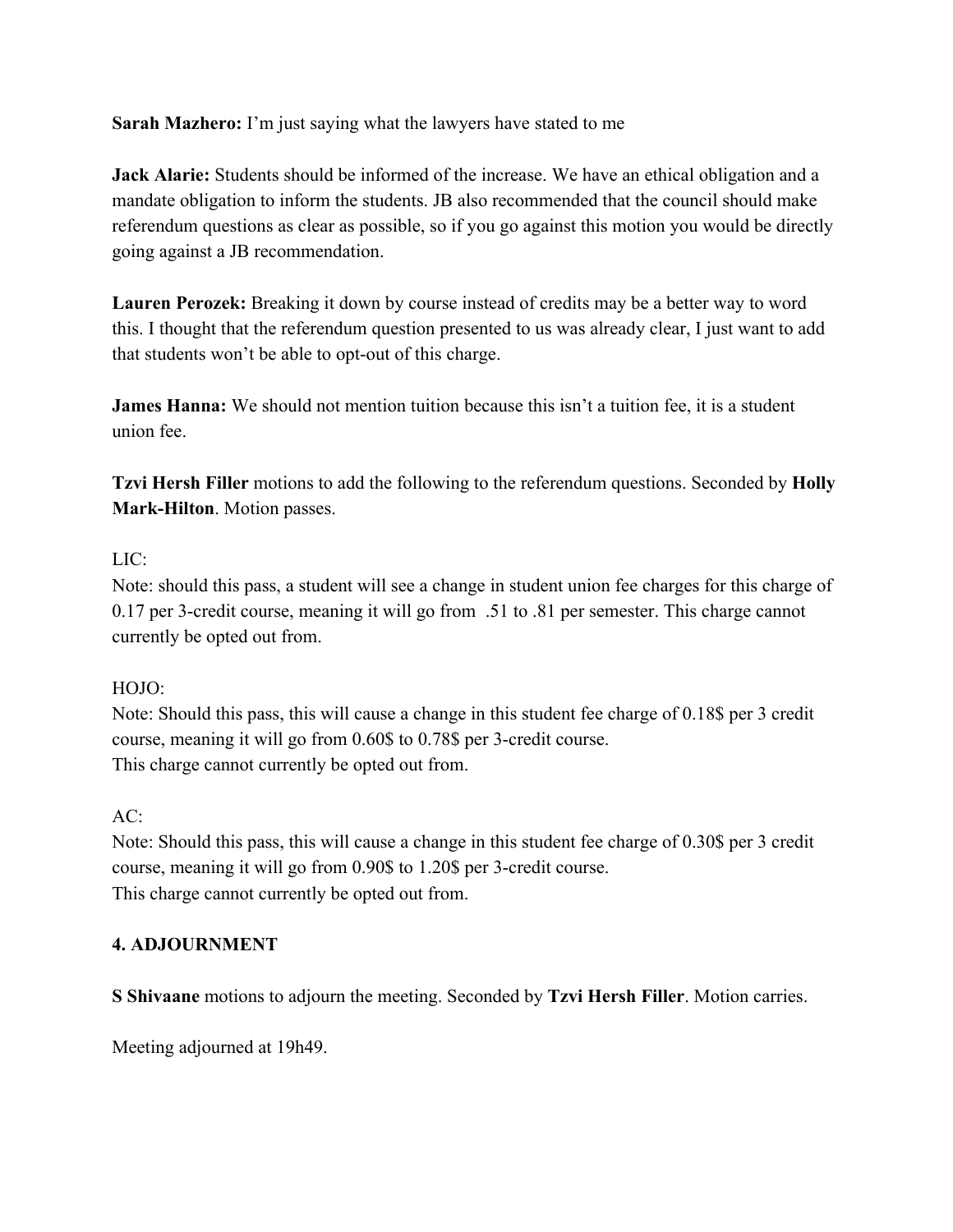**Sarah Mazhero:** I'm just saying what the lawyers have stated to me

**Jack Alarie:** Students should be informed of the increase. We have an ethical obligation and a mandate obligation to inform the students. JB also recommended that the council should make referendum questions as clear as possible, so if you go against this motion you would be directly going against a JB recommendation.

**Lauren Perozek:** Breaking it down by course instead of credits may be a better way to word this. I thought that the referendum question presented to us was already clear, I just want to add that students won't be able to opt-out of this charge.

**James Hanna:** We should not mention tuition because this isn't a tuition fee, it is a student union fee.

**Tzvi Hersh Filler** motions to add the following to the referendum questions. Seconded by **Holly Mark-Hilton**. Motion passes.

LIC:
Note: should this pass, a student will see a change in student union fee charges for this charge of 0.17 per 3-credit course, meaning it will go from .51 to .81 per semester. This charge cannot currently be opted out from.

HOJO:
Note: Should this pass, this will cause a change in this student fee charge of 0.18$ per 3 credit course, meaning it will go from 0.60$ to 0.78$ per 3-credit course.
This charge cannot currently be opted out from.

AC:
Note: Should this pass, this will cause a change in this student fee charge of 0.30$ per 3 credit course, meaning it will go from 0.90$ to 1.20$ per 3-credit course.
This charge cannot currently be opted out from.

## 4. ADJOURNMENT

**S Shivaane** motions to adjourn the meeting. Seconded by **Tzvi Hersh Filler**. Motion carries.

Meeting adjourned at 19h49.